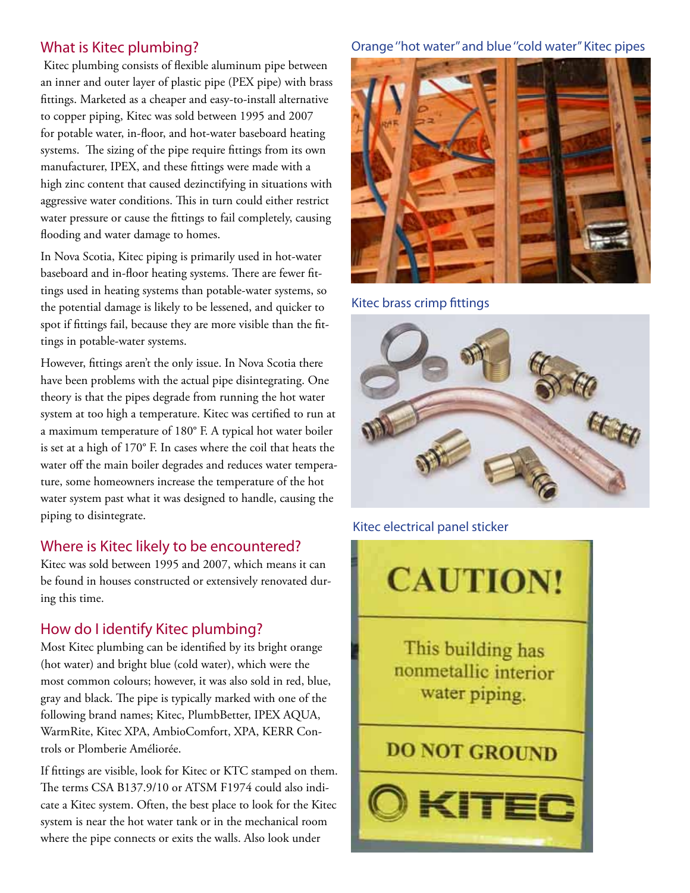## What is Kitec plumbing?

Kitec plumbing consists of flexible aluminum pipe between an inner and outer layer of plastic pipe (PEX pipe) with brass fittings. Marketed as a cheaper and easy-to-install alternative to copper piping, Kitec was sold between 1995 and 2007 for potable water, in-floor, and hot-water baseboard heating systems. The sizing of the pipe require fittings from its own manufacturer, IPEX, and these fittings were made with a high zinc content that caused dezinctifying in situations with aggressive water conditions. This in turn could either restrict water pressure or cause the fittings to fail completely, causing flooding and water damage to homes.

In Nova Scotia, Kitec piping is primarily used in hot-water baseboard and in-floor heating systems. There are fewer fittings used in heating systems than potable-water systems, so the potential damage is likely to be lessened, and quicker to spot if fittings fail, because they are more visible than the fittings in potable-water systems.

However, fittings aren't the only issue. In Nova Scotia there have been problems with the actual pipe disintegrating. One theory is that the pipes degrade from running the hot water system at too high a temperature. Kitec was certified to run at a maximum temperature of 180° F. A typical hot water boiler is set at a high of 170° F. In cases where the coil that heats the water off the main boiler degrades and reduces water temperature, some homeowners increase the temperature of the hot water system past what it was designed to handle, causing the piping to disintegrate.

## Where is Kitec likely to be encountered?

Kitec was sold between 1995 and 2007, which means it can be found in houses constructed or extensively renovated during this time.

## How do I identify Kitec plumbing?

Most Kitec plumbing can be identified by its bright orange (hot water) and bright blue (cold water), which were the most common colours; however, it was also sold in red, blue, gray and black. The pipe is typically marked with one of the following brand names; Kitec, PlumbBetter, IPEX AQUA, WarmRite, Kitec XPA, AmbioComfort, XPA, KERR Controls or Plomberie Améliorée.

If fittings are visible, look for Kitec or KTC stamped on them. The terms CSA B137.9/10 or ATSM F1974 could also indicate a Kitec system. Often, the best place to look for the Kitec system is near the hot water tank or in the mechanical room where the pipe connects or exits the walls. Also look under

Orange "hot water" and blue "cold water" Kitec pipes

Kitec brass crimp fittings

Kitec electrical panel sticker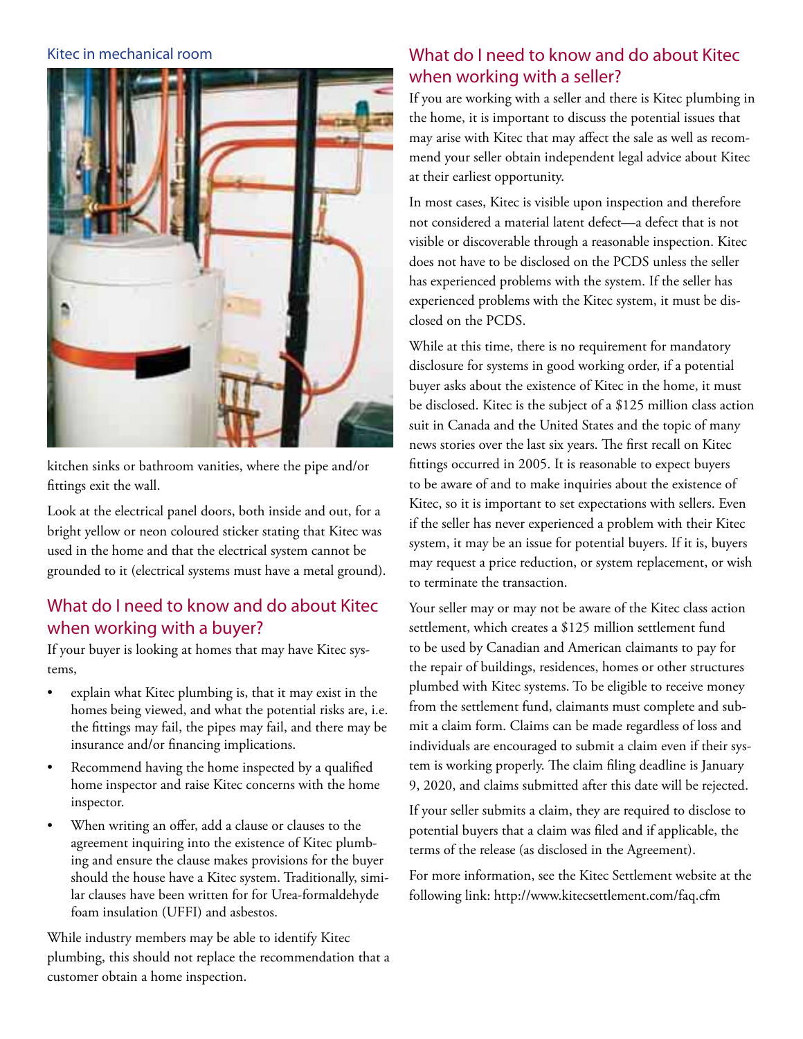Kitec in mechanical room

kitchen sinks or bathroom vanities, where the pipe and/or fittings exit the wall.

Look at the electrical panel doors, both inside and out, for a bright yellow or neon coloured sticker stating that Kitec was used in the home and that the electrical system cannot be grounded to it (electrical systems must have a metal ground).

## What do I need to know and do about Kitec when working with a buyer?

If your buyer is looking at homes that may have Kitec systems,

- explain what Kitec plumbing is, that it may exist in the homes being viewed, and what the potential risks are, i.e. the fittings may fail, the pipes may fail, and there may be insurance and/or financing implications.
- Recommend having the home inspected by a qualified home inspector and raise Kitec concerns with the home inspector.
- When writing an offer, add a clause or clauses to the agreement inquiring into the existence of Kitec plumbing and ensure the clause makes provisions for the buyer should the house have a Kitec system. Traditionally, similar clauses have been written for for Urea-formaldehyde foam insulation (UFFI) and asbestos.

While industry members may be able to identify Kitec plumbing, this should not replace the recommendation that a customer obtain a home inspection.

## What do I need to know and do about Kitec when working with a seller?

If you are working with a seller and there is Kitec plumbing in the home, it is important to discuss the potential issues that may arise with Kitec that may affect the sale as well as recommend your seller obtain independent legal advice about Kitec at their earliest opportunity.

In most cases, Kitec is visible upon inspection and therefore not considered a material latent defect—a defect that is not visible or discoverable through a reasonable inspection. Kitec does not have to be disclosed on the PCDS unless the seller has experienced problems with the system. If the seller has experienced problems with the Kitec system, it must be disclosed on the PCDS.

While at this time, there is no requirement for mandatory disclosure for systems in good working order, if a potential buyer asks about the existence of Kitec in the home, it must be disclosed. Kitec is the subject of a $125 million class action suit in Canada and the United States and the topic of many news stories over the last six years. The first recall on Kitec fittings occurred in 2005. It is reasonable to expect buyers to be aware of and to make inquiries about the existence of Kitec, so it is important to set expectations with sellers. Even if the seller has never experienced a problem with their Kitec system, it may be an issue for potential buyers. If it is, buyers may request a price reduction, or system replacement, or wish to terminate the transaction.

Your seller may or may not be aware of the Kitec class action settlement, which creates a $125 million settlement fund to be used by Canadian and American claimants to pay for the repair of buildings, residences, homes or other structures plumbed with Kitec systems. To be eligible to receive money from the settlement fund, claimants must complete and submit a claim form. Claims can be made regardless of loss and individuals are encouraged to submit a claim even if their system is working properly. The claim filing deadline is January 9, 2020, and claims submitted after this date will be rejected.

If your seller submits a claim, they are required to disclose to potential buyers that a claim was filed and if applicable, the terms of the release (as disclosed in the Agreement).

For more information, see the Kitec Settlement website at the following link: http://www.kitecsettlement.com/faq.cfm